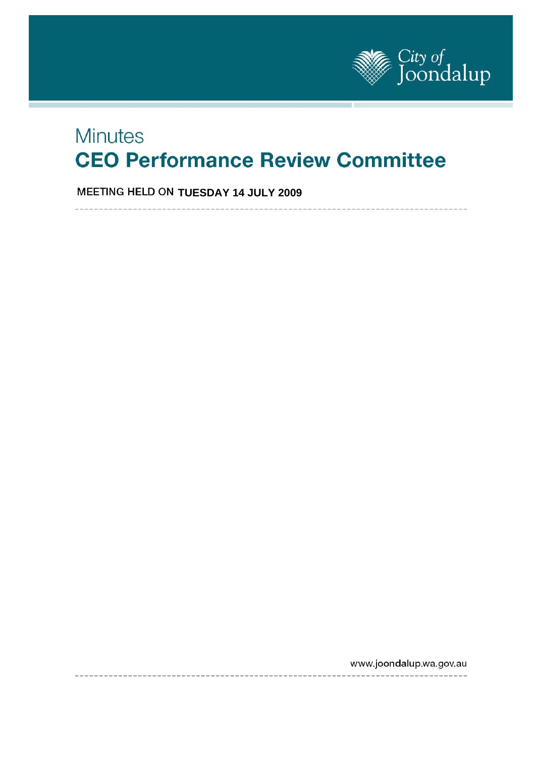City of Joondalup

# Minutes

# CEO Performance Review Committee

**MEETING HELD ON TUESDAY 14 JULY 2009**

www.joondalup.wa.gov.au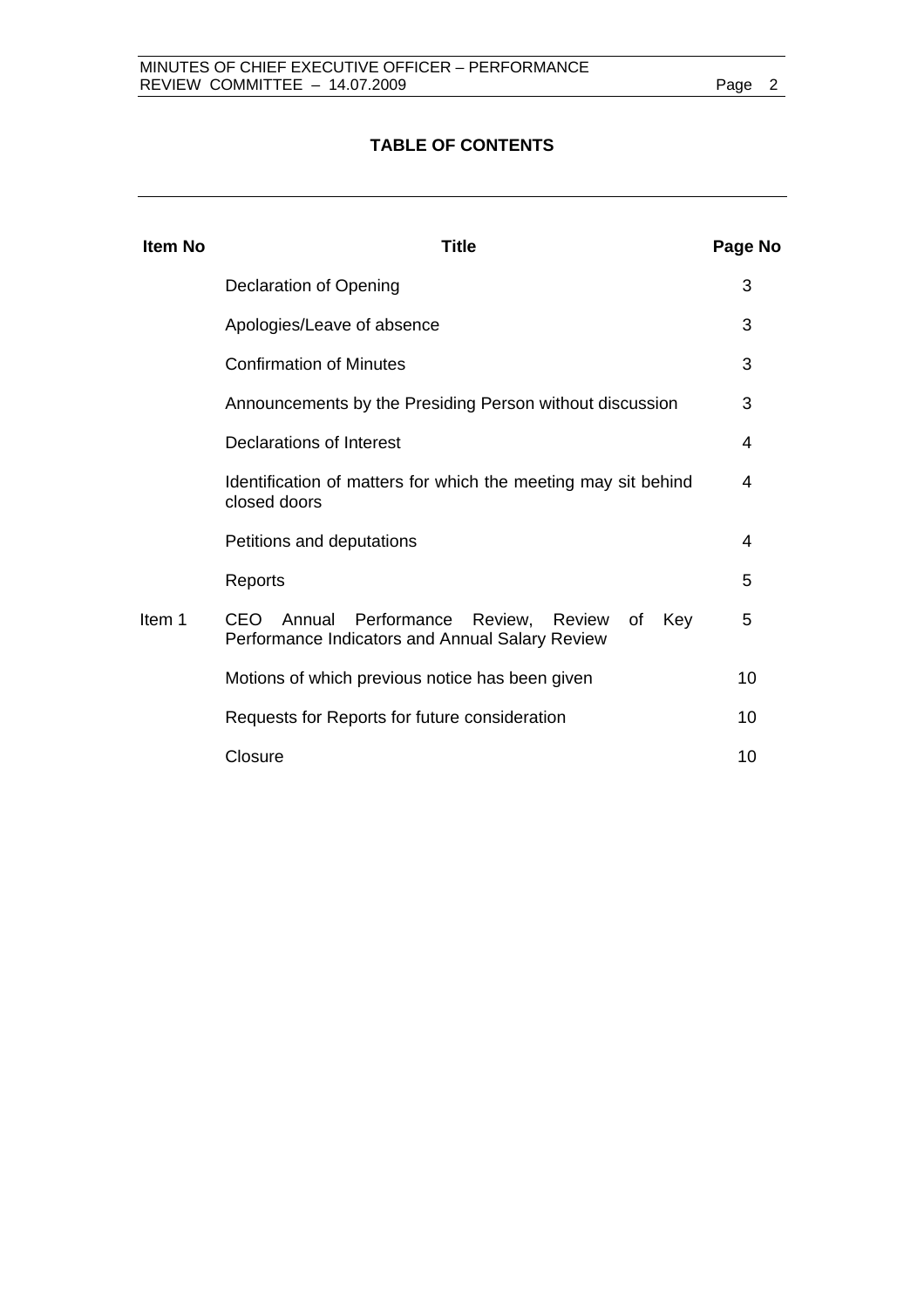# TABLE OF CONTENTS

| Item No | Title | Page No |
|---|---|---|
| | Declaration of Opening | 3 |
| | Apologies/Leave of absence | 3 |
| | Confirmation of Minutes | 3 |
| | Announcements by the Presiding Person without discussion | 3 |
| | Declarations of Interest | 4 |
| | Identification of matters for which the meeting may sit behind closed doors | 4 |
| | Petitions and deputations | 4 |
| | Reports | 5 |
| Item 1 | CEO Annual Performance Review, Review of Key Performance Indicators and Annual Salary Review | 5 |
| | Motions of which previous notice has been given | 10 |
| | Requests for Reports for future consideration | 10 |
| | Closure | 10 |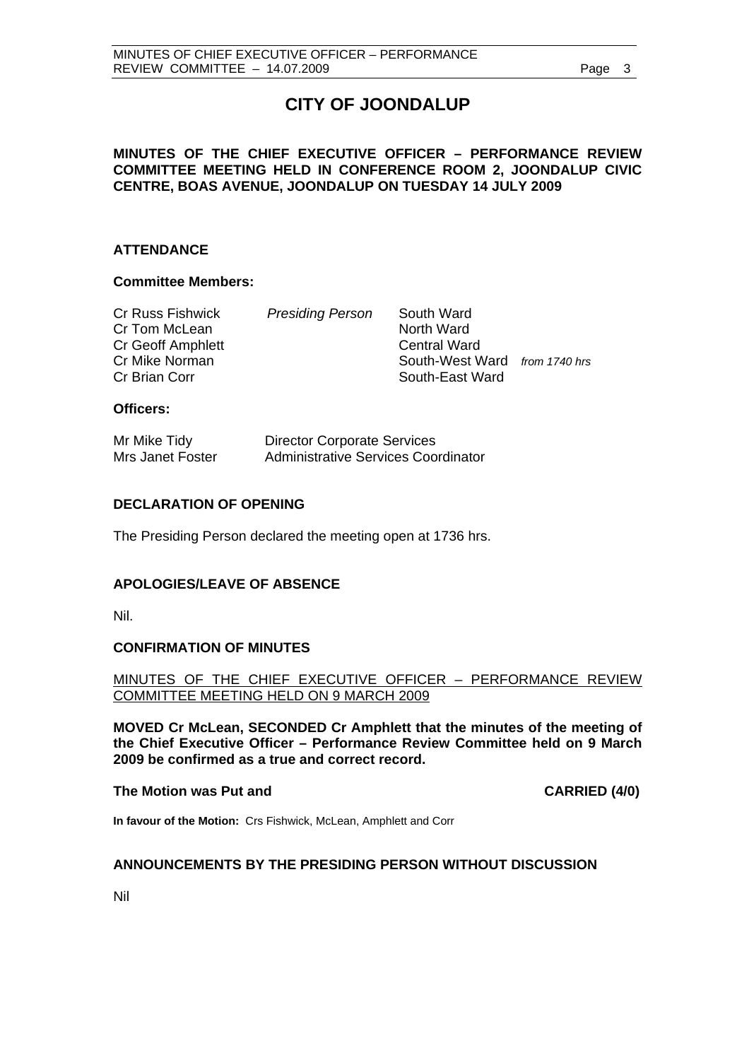# CITY OF JOONDALUP

**MINUTES OF THE CHIEF EXECUTIVE OFFICER – PERFORMANCE REVIEW COMMITTEE MEETING HELD IN CONFERENCE ROOM 2, JOONDALUP CIVIC CENTRE, BOAS AVENUE, JOONDALUP ON TUESDAY 14 JULY 2009**

## ATTENDANCE

### Committee Members:

| | | | |
|---|---|---|---|
| Cr Russ Fishwick | *Presiding Person* | South Ward | |
| Cr Tom McLean | | North Ward | |
| Cr Geoff Amphlett | | Central Ward | |
| Cr Mike Norman | | South-West Ward | *from 1740 hrs* |
| Cr Brian Corr | | South-East Ward | |

### Officers:

| | |
|---|---|
| Mr Mike Tidy | Director Corporate Services |
| Mrs Janet Foster | Administrative Services Coordinator |

## DECLARATION OF OPENING

The Presiding Person declared the meeting open at 1736 hrs.

## APOLOGIES/LEAVE OF ABSENCE

Nil.

## CONFIRMATION OF MINUTES

MINUTES OF THE CHIEF EXECUTIVE OFFICER – PERFORMANCE REVIEW COMMITTEE MEETING HELD ON 9 MARCH 2009

**MOVED Cr McLean, SECONDED Cr Amphlett that the minutes of the meeting of the Chief Executive Officer – Performance Review Committee held on 9 March 2009 be confirmed as a true and correct record.**

**The Motion was Put and CARRIED (4/0)**

**In favour of the Motion:** Crs Fishwick, McLean, Amphlett and Corr

## ANNOUNCEMENTS BY THE PRESIDING PERSON WITHOUT DISCUSSION

Nil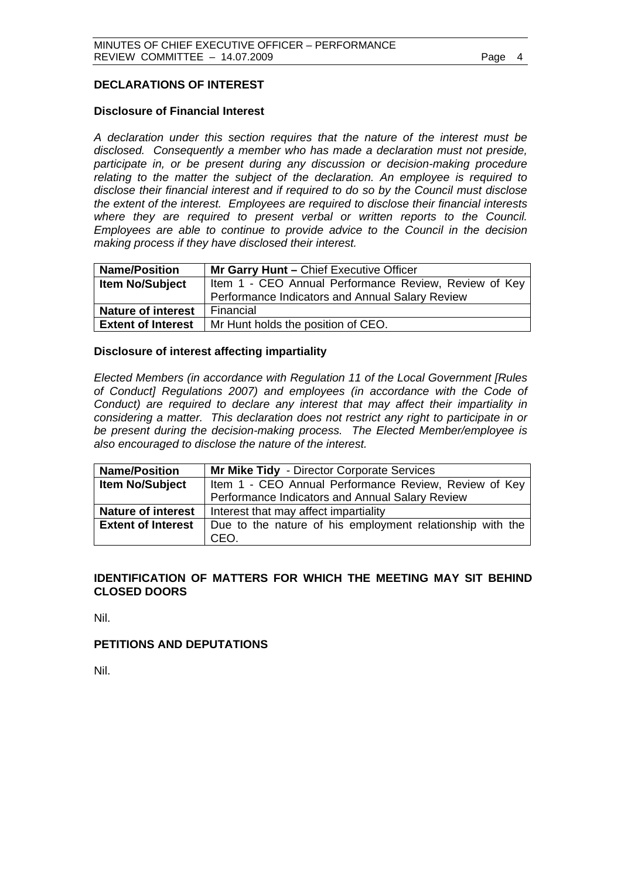## DECLARATIONS OF INTEREST

### Disclosure of Financial Interest

*A declaration under this section requires that the nature of the interest must be disclosed. Consequently a member who has made a declaration must not preside, participate in, or be present during any discussion or decision-making procedure relating to the matter the subject of the declaration. An employee is required to disclose their financial interest and if required to do so by the Council must disclose the extent of the interest. Employees are required to disclose their financial interests where they are required to present verbal or written reports to the Council. Employees are able to continue to provide advice to the Council in the decision making process if they have disclosed their interest.*

| **Name/Position** | **Mr Garry Hunt –** Chief Executive Officer |
|---|---|
| **Item No/Subject** | Item 1 - CEO Annual Performance Review, Review of Key Performance Indicators and Annual Salary Review |
| **Nature of interest** | Financial |
| **Extent of Interest** | Mr Hunt holds the position of CEO. |

### Disclosure of interest affecting impartiality

*Elected Members (in accordance with Regulation 11 of the Local Government [Rules of Conduct] Regulations 2007) and employees (in accordance with the Code of Conduct) are required to declare any interest that may affect their impartiality in considering a matter. This declaration does not restrict any right to participate in or be present during the decision-making process. The Elected Member/employee is also encouraged to disclose the nature of the interest.*

| **Name/Position** | **Mr Mike Tidy** - Director Corporate Services |
|---|---|
| **Item No/Subject** | Item 1 - CEO Annual Performance Review, Review of Key Performance Indicators and Annual Salary Review |
| **Nature of interest** | Interest that may affect impartiality |
| **Extent of Interest** | Due to the nature of his employment relationship with the CEO. |

## IDENTIFICATION OF MATTERS FOR WHICH THE MEETING MAY SIT BEHIND CLOSED DOORS

Nil.

## PETITIONS AND DEPUTATIONS

Nil.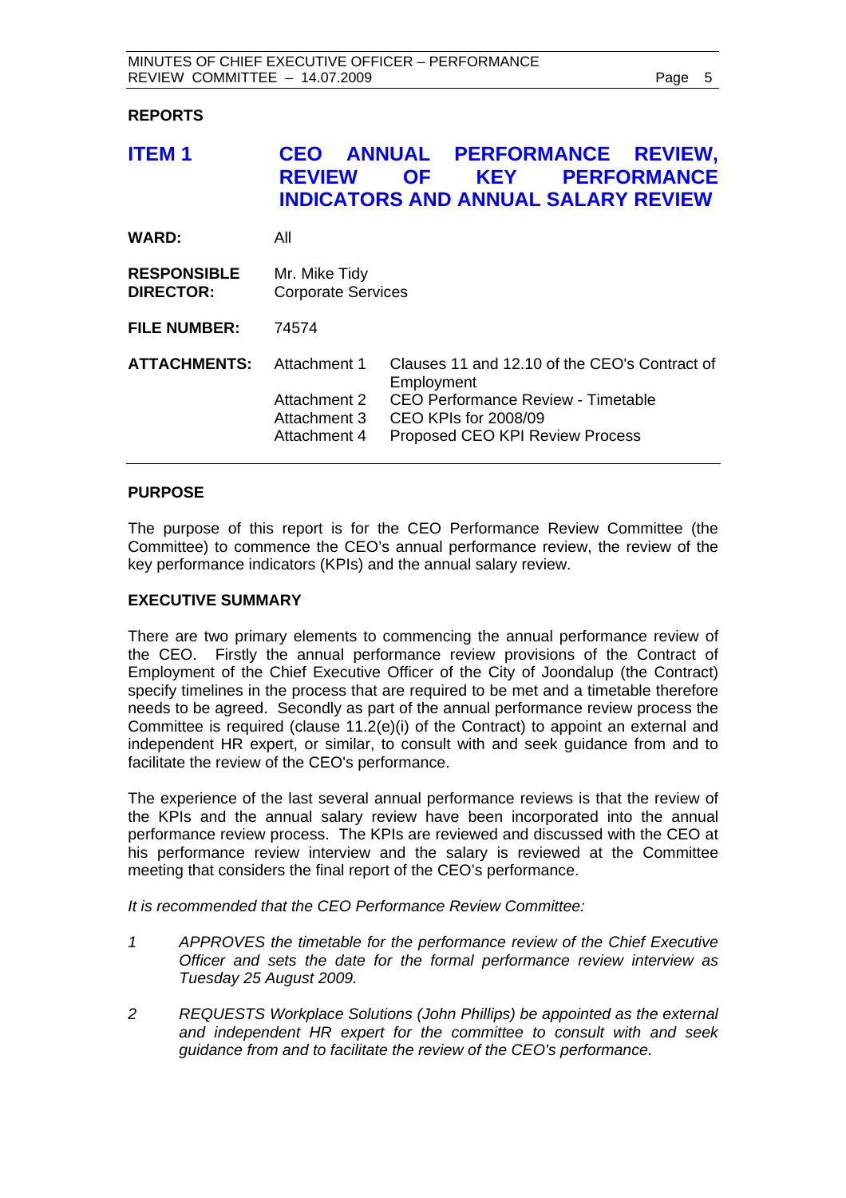## REPORTS

## ITEM 1 CEO ANNUAL PERFORMANCE REVIEW, REVIEW OF KEY PERFORMANCE INDICATORS AND ANNUAL SALARY REVIEW

| | | |
|---|---|---|
| **WARD:** | All | |
| **RESPONSIBLE DIRECTOR:** | Mr. Mike Tidy<br>Corporate Services | |
| **FILE NUMBER:** | 74574 | |
| **ATTACHMENTS:** | Attachment 1 | Clauses 11 and 12.10 of the CEO's Contract of Employment |
| | Attachment 2 | CEO Performance Review - Timetable |
| | Attachment 3 | CEO KPIs for 2008/09 |
| | Attachment 4 | Proposed CEO KPI Review Process |

### PURPOSE

The purpose of this report is for the CEO Performance Review Committee (the Committee) to commence the CEO's annual performance review, the review of the key performance indicators (KPIs) and the annual salary review.

### EXECUTIVE SUMMARY

There are two primary elements to commencing the annual performance review of the CEO. Firstly the annual performance review provisions of the Contract of Employment of the Chief Executive Officer of the City of Joondalup (the Contract) specify timelines in the process that are required to be met and a timetable therefore needs to be agreed. Secondly as part of the annual performance review process the Committee is required (clause 11.2(e)(i) of the Contract) to appoint an external and independent HR expert, or similar, to consult with and seek guidance from and to facilitate the review of the CEO's performance.

The experience of the last several annual performance reviews is that the review of the KPIs and the annual salary review have been incorporated into the annual performance review process. The KPIs are reviewed and discussed with the CEO at his performance review interview and the salary is reviewed at the Committee meeting that considers the final report of the CEO's performance.

*It is recommended that the CEO Performance Review Committee:*

1. *APPROVES the timetable for the performance review of the Chief Executive Officer and sets the date for the formal performance review interview as Tuesday 25 August 2009.*

2. *REQUESTS Workplace Solutions (John Phillips) be appointed as the external and independent HR expert for the committee to consult with and seek guidance from and to facilitate the review of the CEO's performance.*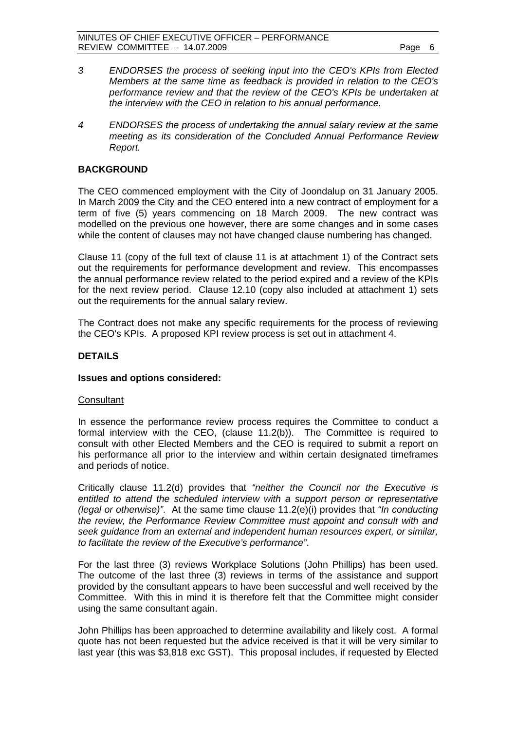3 *ENDORSES the process of seeking input into the CEO's KPIs from Elected Members at the same time as feedback is provided in relation to the CEO's performance review and that the review of the CEO's KPIs be undertaken at the interview with the CEO in relation to his annual performance.*

4 *ENDORSES the process of undertaking the annual salary review at the same meeting as its consideration of the Concluded Annual Performance Review Report.*

## BACKGROUND

The CEO commenced employment with the City of Joondalup on 31 January 2005. In March 2009 the City and the CEO entered into a new contract of employment for a term of five (5) years commencing on 18 March 2009. The new contract was modelled on the previous one however, there are some changes and in some cases while the content of clauses may not have changed clause numbering has changed.

Clause 11 (copy of the full text of clause 11 is at attachment 1) of the Contract sets out the requirements for performance development and review. This encompasses the annual performance review related to the period expired and a review of the KPIs for the next review period. Clause 12.10 (copy also included at attachment 1) sets out the requirements for the annual salary review.

The Contract does not make any specific requirements for the process of reviewing the CEO's KPIs. A proposed KPI review process is set out in attachment 4.

## DETAILS

### Issues and options considered:

<u>Consultant</u>

In essence the performance review process requires the Committee to conduct a formal interview with the CEO, (clause 11.2(b)). The Committee is required to consult with other Elected Members and the CEO is required to submit a report on his performance all prior to the interview and within certain designated timeframes and periods of notice.

Critically clause 11.2(d) provides that *"neither the Council nor the Executive is entitled to attend the scheduled interview with a support person or representative (legal or otherwise)"*. At the same time clause 11.2(e)(i) provides that *"In conducting the review, the Performance Review Committee must appoint and consult with and seek guidance from an external and independent human resources expert, or similar, to facilitate the review of the Executive's performance"*.

For the last three (3) reviews Workplace Solutions (John Phillips) has been used. The outcome of the last three (3) reviews in terms of the assistance and support provided by the consultant appears to have been successful and well received by the Committee. With this in mind it is therefore felt that the Committee might consider using the same consultant again.

John Phillips has been approached to determine availability and likely cost. A formal quote has not been requested but the advice received is that it will be very similar to last year (this was $3,818 exc GST). This proposal includes, if requested by Elected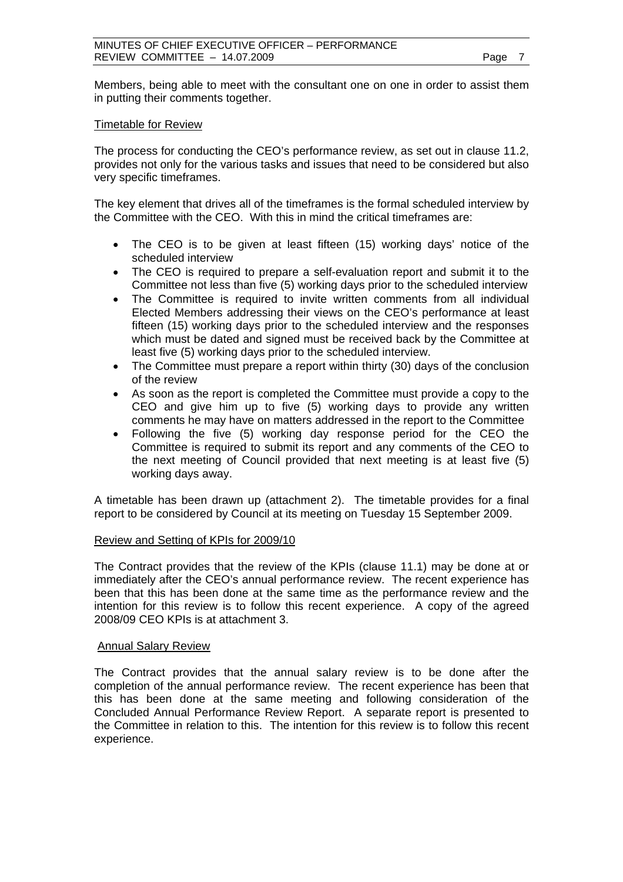Members, being able to meet with the consultant one on one in order to assist them in putting their comments together.

Timetable for Review

The process for conducting the CEO's performance review, as set out in clause 11.2, provides not only for the various tasks and issues that need to be considered but also very specific timeframes.

The key element that drives all of the timeframes is the formal scheduled interview by the Committee with the CEO. With this in mind the critical timeframes are:

- The CEO is to be given at least fifteen (15) working days' notice of the scheduled interview
- The CEO is required to prepare a self-evaluation report and submit it to the Committee not less than five (5) working days prior to the scheduled interview
- The Committee is required to invite written comments from all individual Elected Members addressing their views on the CEO's performance at least fifteen (15) working days prior to the scheduled interview and the responses which must be dated and signed must be received back by the Committee at least five (5) working days prior to the scheduled interview.
- The Committee must prepare a report within thirty (30) days of the conclusion of the review
- As soon as the report is completed the Committee must provide a copy to the CEO and give him up to five (5) working days to provide any written comments he may have on matters addressed in the report to the Committee
- Following the five (5) working day response period for the CEO the Committee is required to submit its report and any comments of the CEO to the next meeting of Council provided that next meeting is at least five (5) working days away.

A timetable has been drawn up (attachment 2). The timetable provides for a final report to be considered by Council at its meeting on Tuesday 15 September 2009.

Review and Setting of KPIs for 2009/10

The Contract provides that the review of the KPIs (clause 11.1) may be done at or immediately after the CEO's annual performance review. The recent experience has been that this has been done at the same time as the performance review and the intention for this review is to follow this recent experience. A copy of the agreed 2008/09 CEO KPIs is at attachment 3.

Annual Salary Review

The Contract provides that the annual salary review is to be done after the completion of the annual performance review. The recent experience has been that this has been done at the same meeting and following consideration of the Concluded Annual Performance Review Report. A separate report is presented to the Committee in relation to this. The intention for this review is to follow this recent experience.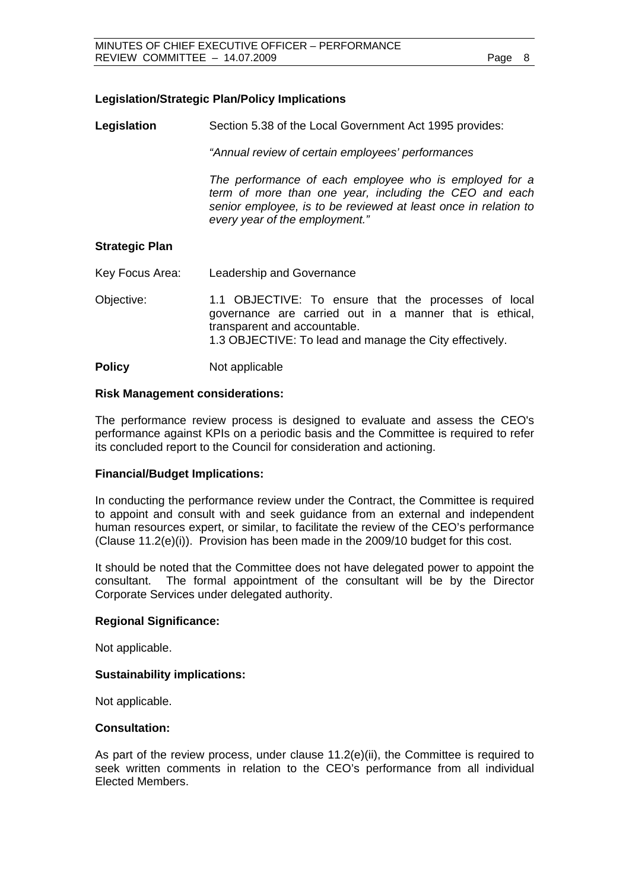### Legislation/Strategic Plan/Policy Implications

**Legislation** Section 5.38 of the Local Government Act 1995 provides:

*"Annual review of certain employees' performances*

*The performance of each employee who is employed for a term of more than one year, including the CEO and each senior employee, is to be reviewed at least once in relation to every year of the employment."*

### Strategic Plan

Key Focus Area: Leadership and Governance

Objective: 1.1 OBJECTIVE: To ensure that the processes of local governance are carried out in a manner that is ethical, transparent and accountable.
1.3 OBJECTIVE: To lead and manage the City effectively.

**Policy** Not applicable

### Risk Management considerations:

The performance review process is designed to evaluate and assess the CEO's performance against KPIs on a periodic basis and the Committee is required to refer its concluded report to the Council for consideration and actioning.

### Financial/Budget Implications:

In conducting the performance review under the Contract, the Committee is required to appoint and consult with and seek guidance from an external and independent human resources expert, or similar, to facilitate the review of the CEO's performance (Clause 11.2(e)(i)). Provision has been made in the 2009/10 budget for this cost.

It should be noted that the Committee does not have delegated power to appoint the consultant. The formal appointment of the consultant will be by the Director Corporate Services under delegated authority.

### Regional Significance:

Not applicable.

### Sustainability implications:

Not applicable.

### Consultation:

As part of the review process, under clause 11.2(e)(ii), the Committee is required to seek written comments in relation to the CEO's performance from all individual Elected Members.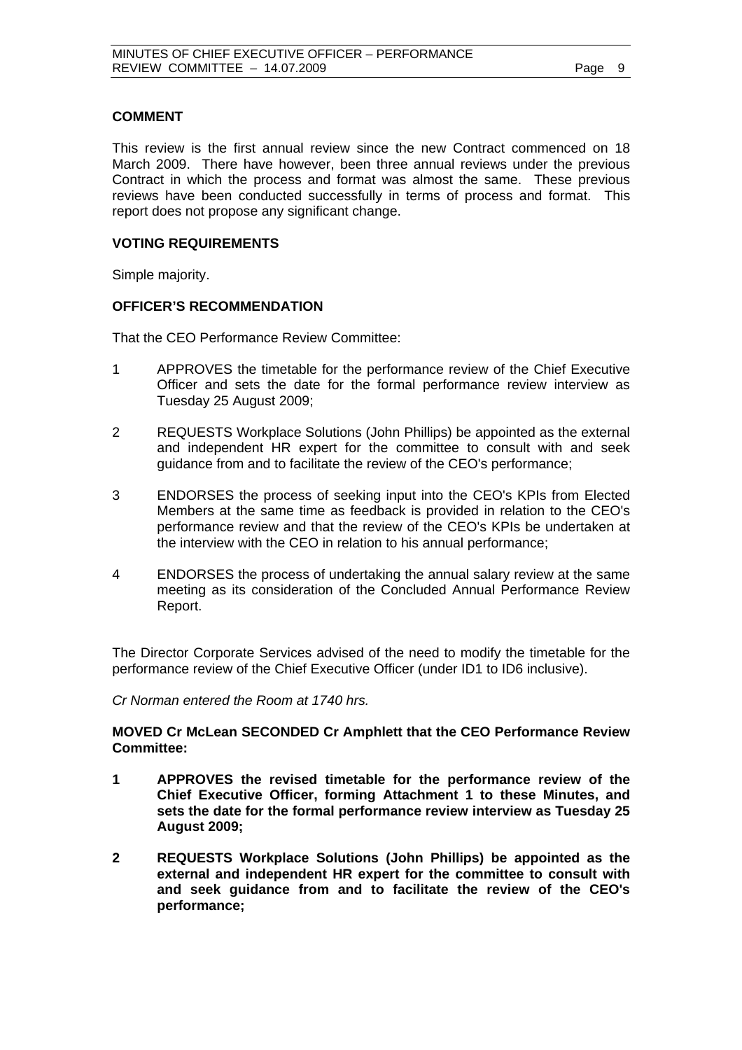## COMMENT

This review is the first annual review since the new Contract commenced on 18 March 2009. There have however, been three annual reviews under the previous Contract in which the process and format was almost the same. These previous reviews have been conducted successfully in terms of process and format. This report does not propose any significant change.

## VOTING REQUIREMENTS

Simple majority.

## OFFICER'S RECOMMENDATION

That the CEO Performance Review Committee:

1. APPROVES the timetable for the performance review of the Chief Executive Officer and sets the date for the formal performance review interview as Tuesday 25 August 2009;

2. REQUESTS Workplace Solutions (John Phillips) be appointed as the external and independent HR expert for the committee to consult with and seek guidance from and to facilitate the review of the CEO's performance;

3. ENDORSES the process of seeking input into the CEO's KPIs from Elected Members at the same time as feedback is provided in relation to the CEO's performance review and that the review of the CEO's KPIs be undertaken at the interview with the CEO in relation to his annual performance;

4. ENDORSES the process of undertaking the annual salary review at the same meeting as its consideration of the Concluded Annual Performance Review Report.

The Director Corporate Services advised of the need to modify the timetable for the performance review of the Chief Executive Officer (under ID1 to ID6 inclusive).

*Cr Norman entered the Room at 1740 hrs.*

**MOVED Cr McLean SECONDED Cr Amphlett that the CEO Performance Review Committee:**

1. **APPROVES the revised timetable for the performance review of the Chief Executive Officer, forming Attachment 1 to these Minutes, and sets the date for the formal performance review interview as Tuesday 25 August 2009;**

2. **REQUESTS Workplace Solutions (John Phillips) be appointed as the external and independent HR expert for the committee to consult with and seek guidance from and to facilitate the review of the CEO's performance;**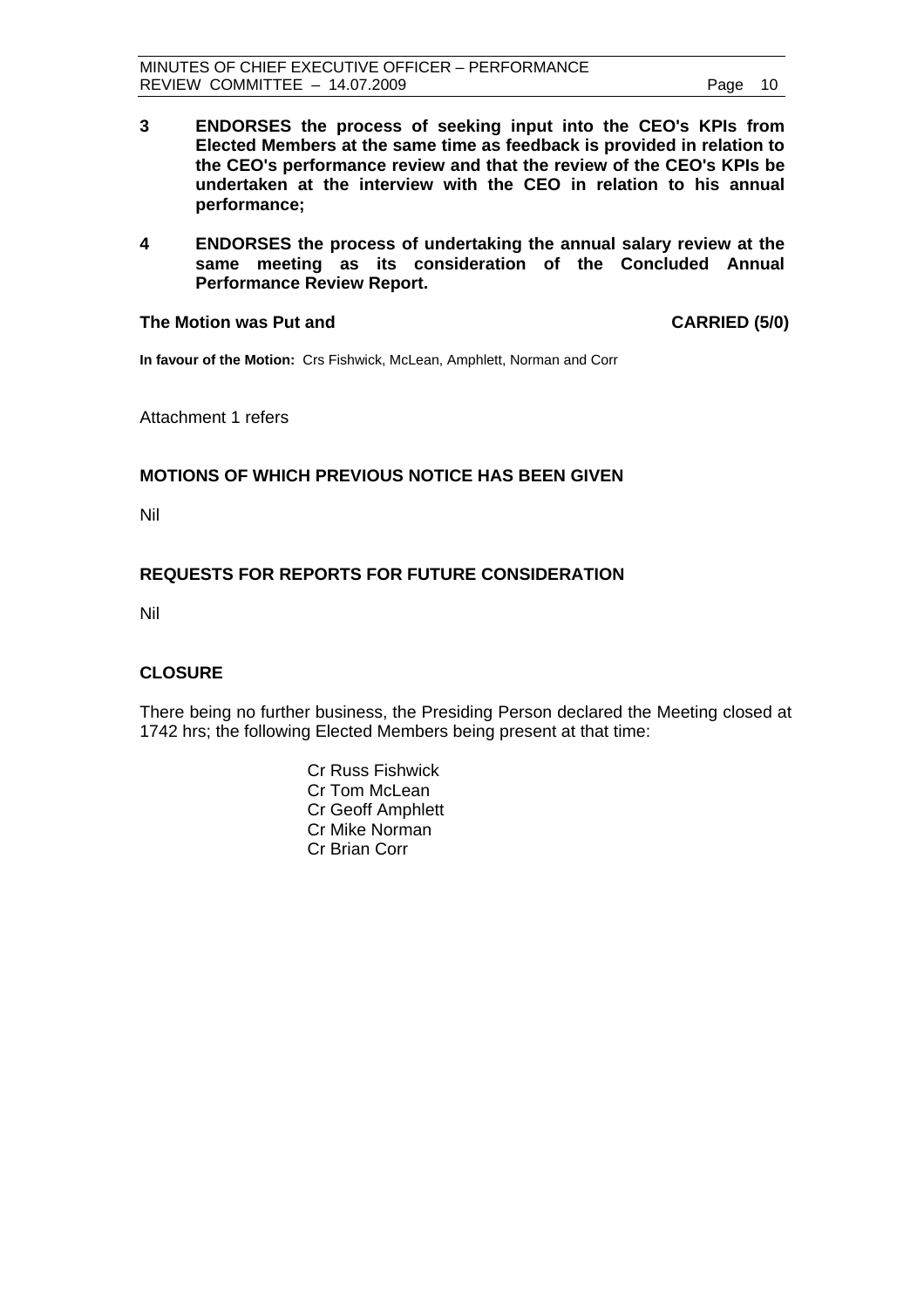**3 ENDORSES the process of seeking input into the CEO's KPIs from Elected Members at the same time as feedback is provided in relation to the CEO's performance review and that the review of the CEO's KPIs be undertaken at the interview with the CEO in relation to his annual performance;**

**4 ENDORSES the process of undertaking the annual salary review at the same meeting as its consideration of the Concluded Annual Performance Review Report.**

**The Motion was Put and CARRIED (5/0)**

**In favour of the Motion:** Crs Fishwick, McLean, Amphlett, Norman and Corr

Attachment 1 refers

## MOTIONS OF WHICH PREVIOUS NOTICE HAS BEEN GIVEN

Nil

## REQUESTS FOR REPORTS FOR FUTURE CONSIDERATION

Nil

## CLOSURE

There being no further business, the Presiding Person declared the Meeting closed at 1742 hrs; the following Elected Members being present at that time:

Cr Russ Fishwick
Cr Tom McLean
Cr Geoff Amphlett
Cr Mike Norman
Cr Brian Corr